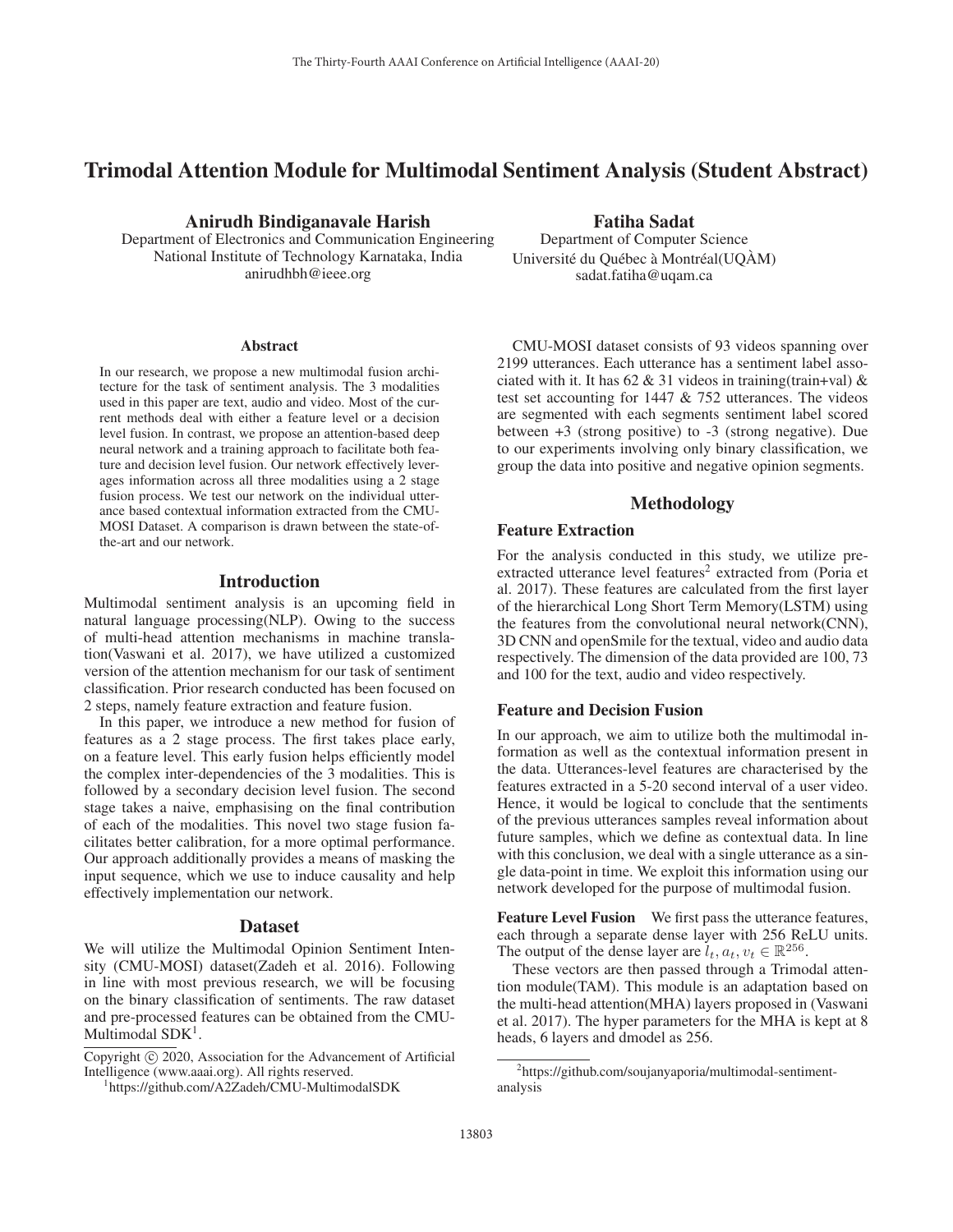# Trimodal Attention Module for Multimodal Sentiment Analysis (Student Abstract)

**Anirudh Bindiganavale Harish**
Department of Electronics and Communication Engineering
National Institute of Technology Karnataka, India
anirudhbh@ieee.org

**Fatiha Sadat**
Department of Computer Science
Université du Québec à Montréal(UQÀM)
sadat.fatiha@uqam.ca

## Abstract

In our research, we propose a new multimodal fusion architecture for the task of sentiment analysis. The 3 modalities used in this paper are text, audio and video. Most of the current methods deal with either a feature level or a decision level fusion. In contrast, we propose an attention-based deep neural network and a training approach to facilitate both feature and decision level fusion. Our network effectively leverages information across all three modalities using a 2 stage fusion process. We test our network on the individual utterance based contextual information extracted from the CMU-MOSI Dataset. A comparison is drawn between the state-of-the-art and our network.

## Introduction

Multimodal sentiment analysis is an upcoming field in natural language processing(NLP). Owing to the success of multi-head attention mechanisms in machine translation(Vaswani et al. 2017), we have utilized a customized version of the attention mechanism for our task of sentiment classification. Prior research conducted has been focused on 2 steps, namely feature extraction and feature fusion.

In this paper, we introduce a new method for fusion of features as a 2 stage process. The first takes place early, on a feature level. This early fusion helps efficiently model the complex inter-dependencies of the 3 modalities. This is followed by a secondary decision level fusion. The second stage takes a naive, emphasising on the final contribution of each of the modalities. This novel two stage fusion facilitates better calibration, for a more optimal performance. Our approach additionally provides a means of masking the input sequence, which we use to induce causality and help effectively implementation our network.

## Dataset

We will utilize the Multimodal Opinion Sentiment Intensity (CMU-MOSI) dataset(Zadeh et al. 2016). Following in line with most previous research, we will be focusing on the binary classification of sentiments. The raw dataset and pre-processed features can be obtained from the CMU-Multimodal SDK[1].

CMU-MOSI dataset consists of 93 videos spanning over 2199 utterances. Each utterance has a sentiment label associated with it. It has 62 & 31 videos in training(train+val) & test set accounting for 1447 & 752 utterances. The videos are segmented with each segments sentiment label scored between +3 (strong positive) to -3 (strong negative). Due to our experiments involving only binary classification, we group the data into positive and negative opinion segments.

## Methodology

### Feature Extraction

For the analysis conducted in this study, we utilize pre-extracted utterance level features[2] extracted from (Poria et al. 2017). These features are calculated from the first layer of the hierarchical Long Short Term Memory(LSTM) using the features from the convolutional neural network(CNN), 3D CNN and openSmile for the textual, video and audio data respectively. The dimension of the data provided are 100, 73 and 100 for the text, audio and video respectively.

### Feature and Decision Fusion

In our approach, we aim to utilize both the multimodal information as well as the contextual information present in the data. Utterances-level features are characterised by the features extracted in a 5-20 second interval of a user video. Hence, it would be logical to conclude that the sentiments of the previous utterances samples reveal information about future samples, which we define as contextual data. In line with this conclusion, we deal with a single utterance as a single data-point in time. We exploit this information using our network developed for the purpose of multimodal fusion.

**Feature Level Fusion** We first pass the utterance features, each through a separate dense layer with 256 ReLU units. The output of the dense layer are $l_t, a_t, v_t \in \mathbb{R}^{256}$.

These vectors are then passed through a Trimodal attention module(TAM). This module is an adaptation based on the multi-head attention(MHA) layers proposed in (Vaswani et al. 2017). The hyper parameters for the MHA is kept at 8 heads, 6 layers and dmodel as 256.

---

Copyright © 2020, Association for the Advancement of Artificial Intelligence (www.aaai.org). All rights reserved.

[1] https://github.com/A2Zadeh/CMU-MultimodalSDK

[2] https://github.com/soujanyaporia/multimodal-sentiment-analysis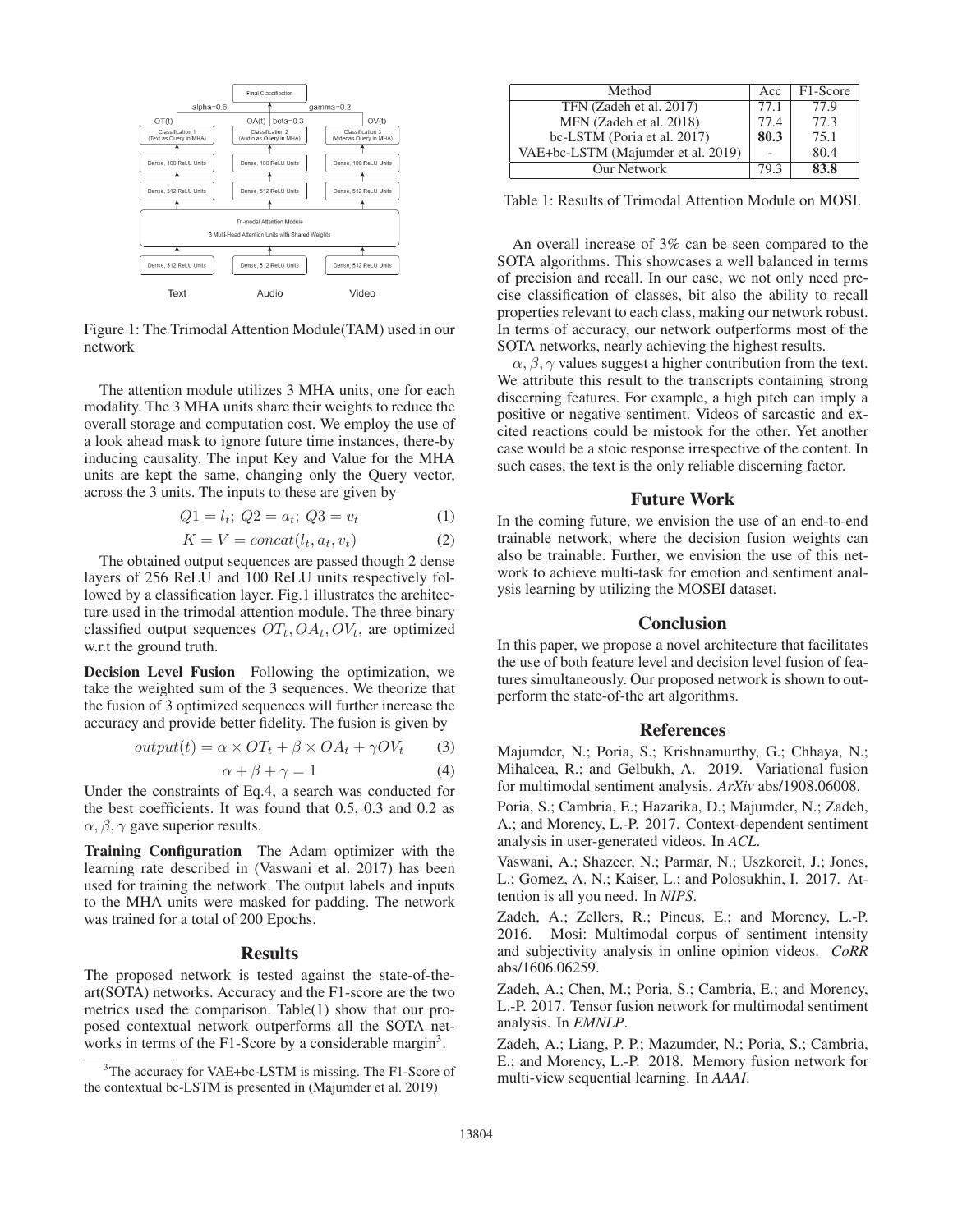Final Classification

alpha=0.6

gamma=0.2

OT(t)

OA(t)

beta=0.3

OV(t)

Classification 1 (Text as Query in MHA)

Classification 2 (Audio as Query in MHA)

Classification 3 (Videos Query in MHA)

Dense, 100 ReLU Units

Dense, 100 ReLU Units

Dense, 100 ReLU Units

Dense, 512 ReLU Units

Dense, 512 ReLU Units

Dense, 512 ReLU Units

Tri-modal Attention Module

3 Multi-Head Attention Units with Shared Weights

Dense, 512 ReLU Units

Dense, 512 ReLU Units

Dense, 512 ReLU Units

Text

Audio

Video

Figure 1: The Trimodal Attention Module(TAM) used in our network

The attention module utilizes 3 MHA units, one for each modality. The 3 MHA units share their weights to reduce the overall storage and computation cost. We employ the use of a look ahead mask to ignore future time instances, there-by inducing causality. The input Key and Value for the MHA units are kept the same, changing only the Query vector, across the 3 units. The inputs to these are given by

$$Q1 = l_t;\ Q2 = a_t;\ Q3 = v_t \tag{1}$$

$$K = V = concat(l_t, a_t, v_t) \tag{2}$$

The obtained output sequences are passed though 2 dense layers of 256 ReLU and 100 ReLU units respectively followed by a classification layer. Fig.1 illustrates the architecture used in the trimodal attention module. The three binary classified output sequences $OT_t, OA_t, OV_t$, are optimized w.r.t the ground truth.

**Decision Level Fusion** Following the optimization, we take the weighted sum of the 3 sequences. We theorize that the fusion of 3 optimized sequences will further increase the accuracy and provide better fidelity. The fusion is given by

$$output(t) = \alpha \times OT_t + \beta \times OA_t + \gamma OV_t \tag{3}$$

$$\alpha + \beta + \gamma = 1 \tag{4}$$

Under the constraints of Eq.4, a search was conducted for the best coefficients. It was found that 0.5, 0.3 and 0.2 as $\alpha, \beta, \gamma$ gave superior results.

**Training Configuration** The Adam optimizer with the learning rate described in (Vaswani et al. 2017) has been used for training the network. The output labels and inputs to the MHA units were masked for padding. The network was trained for a total of 200 Epochs.

## Results

The proposed network is tested against the state-of-the-art(SOTA) networks. Accuracy and the F1-score are the two metrics used the comparison. Table(1) show that our proposed contextual network outperforms all the SOTA networks in terms of the F1-Score by a considerable margin[3].

[3]The accuracy for VAE+bc-LSTM is missing. The F1-Score of the contextual bc-LSTM is presented in (Majumder et al. 2019)

| Method | Acc | F1-Score |
|---|---|---|
| TFN (Zadeh et al. 2017) | 77.1 | 77.9 |
| MFN (Zadeh et al. 2018) | 77.4 | 77.3 |
| bc-LSTM (Poria et al. 2017) | **80.3** | 75.1 |
| VAE+bc-LSTM (Majumder et al. 2019) | - | 80.4 |
| Our Network | 79.3 | **83.8** |

Table 1: Results of Trimodal Attention Module on MOSI.

An overall increase of 3% can be seen compared to the SOTA algorithms. This showcases a well balanced in terms of precision and recall. In our case, we not only need precise classification of classes, bit also the ability to recall properties relevant to each class, making our network robust. In terms of accuracy, our network outperforms most of the SOTA networks, nearly achieving the highest results.

$\alpha, \beta, \gamma$ values suggest a higher contribution from the text. We attribute this result to the transcripts containing strong discerning features. For example, a high pitch can imply a positive or negative sentiment. Videos of sarcastic and excited reactions could be mistook for the other. Yet another case would be a stoic response irrespective of the content. In such cases, the text is the only reliable discerning factor.

## Future Work

In the coming future, we envision the use of an end-to-end trainable network, where the decision fusion weights can also be trainable. Further, we envision the use of this network to achieve multi-task for emotion and sentiment analysis learning by utilizing the MOSEI dataset.

## Conclusion

In this paper, we propose a novel architecture that facilitates the use of both feature level and decision level fusion of features simultaneously. Our proposed network is shown to outperform the state-of-the art algorithms.

## References

Majumder, N.; Poria, S.; Krishnamurthy, G.; Chhaya, N.; Mihalcea, R.; and Gelbukh, A. 2019. Variational fusion for multimodal sentiment analysis. *ArXiv* abs/1908.06008.

Poria, S.; Cambria, E.; Hazarika, D.; Majumder, N.; Zadeh, A.; and Morency, L.-P. 2017. Context-dependent sentiment analysis in user-generated videos. In *ACL*.

Vaswani, A.; Shazeer, N.; Parmar, N.; Uszkoreit, J.; Jones, L.; Gomez, A. N.; Kaiser, L.; and Polosukhin, I. 2017. Attention is all you need. In *NIPS*.

Zadeh, A.; Zellers, R.; Pincus, E.; and Morency, L.-P. 2016. Mosi: Multimodal corpus of sentiment intensity and subjectivity analysis in online opinion videos. *CoRR* abs/1606.06259.

Zadeh, A.; Chen, M.; Poria, S.; Cambria, E.; and Morency, L.-P. 2017. Tensor fusion network for multimodal sentiment analysis. In *EMNLP*.

Zadeh, A.; Liang, P. P.; Mazumder, N.; Poria, S.; Cambria, E.; and Morency, L.-P. 2018. Memory fusion network for multi-view sequential learning. In *AAAI*.